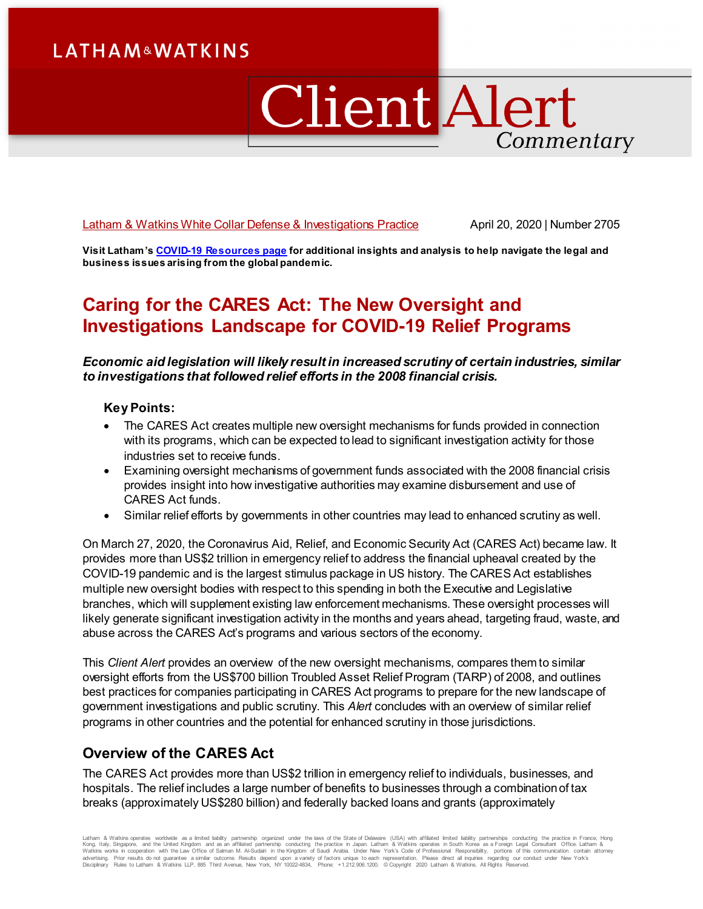LATHAM&WATKINS

# Client Alert

*Commentary*

Latham & Watkins White Collar Defense & Investigations Practice April 20, 2020 | Number 2705

**Visit Latham's COVID-19 Resources page for additional insights and analysis to help navigate the legal and business issues arising from the global pandemic.**

# Caring for the CARES Act: The New Oversight and Investigations Landscape for COVID-19 Relief Programs

***Economic aid legislation will likely result in increased scrutiny of certain industries, similar to investigations that followed relief efforts in the 2008 financial crisis.***

### Key Points:

- The CARES Act creates multiple new oversight mechanisms for funds provided in connection with its programs, which can be expected to lead to significant investigation activity for those industries set to receive funds.
- Examining oversight mechanisms of government funds associated with the 2008 financial crisis provides insight into how investigative authorities may examine disbursement and use of CARES Act funds.
- Similar relief efforts by governments in other countries may lead to enhanced scrutiny as well.

On March 27, 2020, the Coronavirus Aid, Relief, and Economic Security Act (CARES Act) became law. It provides more than US$2 trillion in emergency relief to address the financial upheaval created by the COVID-19 pandemic and is the largest stimulus package in US history. The CARES Act establishes multiple new oversight bodies with respect to this spending in both the Executive and Legislative branches, which will supplement existing law enforcement mechanisms. These oversight processes will likely generate significant investigation activity in the months and years ahead, targeting fraud, waste, and abuse across the CARES Act's programs and various sectors of the economy.

This *Client Alert* provides an overview of the new oversight mechanisms, compares them to similar oversight efforts from the US$700 billion Troubled Asset Relief Program (TARP) of 2008, and outlines best practices for companies participating in CARES Act programs to prepare for the new landscape of government investigations and public scrutiny. This *Alert* concludes with an overview of similar relief programs in other countries and the potential for enhanced scrutiny in those jurisdictions.

## Overview of the CARES Act

The CARES Act provides more than US$2 trillion in emergency relief to individuals, businesses, and hospitals. The relief includes a large number of benefits to businesses through a combination of tax breaks (approximately US$280 billion) and federally backed loans and grants (approximately

Latham & Watkins operates worldwide as a limited liability partnership organized under the laws of the State of Delaware (USA) with affiliated limited liability partnerships conducting the practice in France, Hong Kong, Italy, Singapore, and the United Kingdom and as an affiliated partnership conducting the practice in Japan. Latham & Watkins operates in South Korea as a Foreign Legal Consultant Office. Latham & Watkins works in cooperation with the Law Office of Salman M. Al-Sudairi in the Kingdom of Saudi Arabia. Under New York's Code of Professional Responsibility, portions of this communication contain attorney advertising. Prior results do not guarantee a similar outcome. Results depend upon a variety of factors unique to each representation. Please direct all inquiries regarding our conduct under New York's Disciplinary Rules to Latham & Watkins LLP, 885 Third Avenue, New York, NY 10022-4834, Phone: +1.212.906.1200. © Copyright 2020 Latham & Watkins. All Rights Reserved.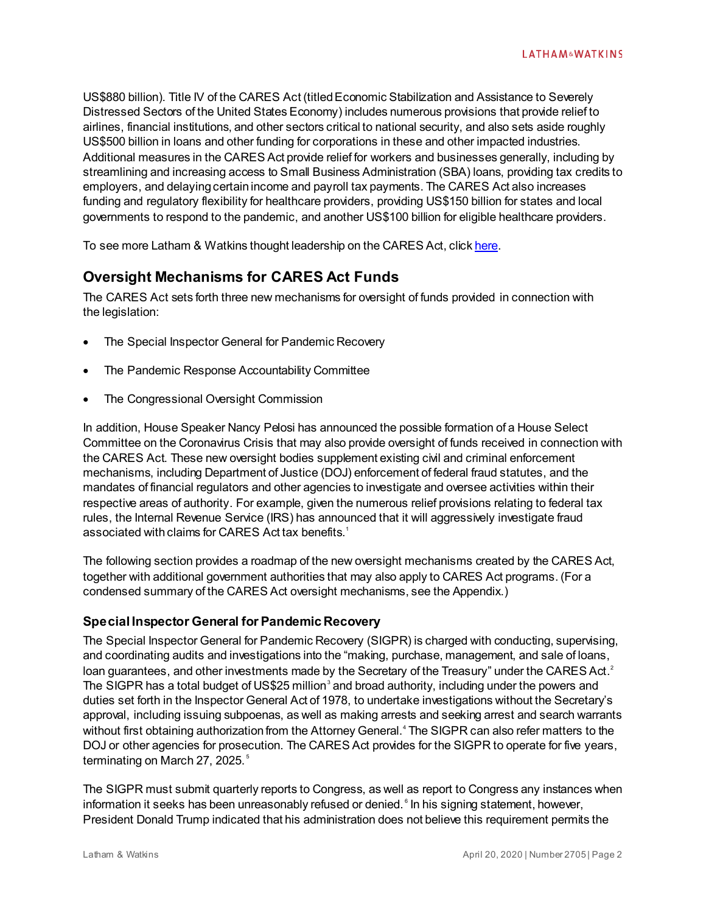US$880 billion). Title IV of the CARES Act (titled Economic Stabilization and Assistance to Severely Distressed Sectors of the United States Economy) includes numerous provisions that provide relief to airlines, financial institutions, and other sectors critical to national security, and also sets aside roughly US$500 billion in loans and other funding for corporations in these and other impacted industries. Additional measures in the CARES Act provide relief for workers and businesses generally, including by streamlining and increasing access to Small Business Administration (SBA) loans, providing tax credits to employers, and delaying certain income and payroll tax payments. The CARES Act also increases funding and regulatory flexibility for healthcare providers, providing US$150 billion for states and local governments to respond to the pandemic, and another US$100 billion for eligible healthcare providers.

To see more Latham & Watkins thought leadership on the CARES Act, click here.

## Oversight Mechanisms for CARES Act Funds

The CARES Act sets forth three new mechanisms for oversight of funds provided in connection with the legislation:

- The Special Inspector General for Pandemic Recovery
- The Pandemic Response Accountability Committee
- The Congressional Oversight Commission

In addition, House Speaker Nancy Pelosi has announced the possible formation of a House Select Committee on the Coronavirus Crisis that may also provide oversight of funds received in connection with the CARES Act. These new oversight bodies supplement existing civil and criminal enforcement mechanisms, including Department of Justice (DOJ) enforcement of federal fraud statutes, and the mandates of financial regulators and other agencies to investigate and oversee activities within their respective areas of authority. For example, given the numerous relief provisions relating to federal tax rules, the Internal Revenue Service (IRS) has announced that it will aggressively investigate fraud associated with claims for CARES Act tax benefits.[1]

The following section provides a roadmap of the new oversight mechanisms created by the CARES Act, together with additional government authorities that may also apply to CARES Act programs. (For a condensed summary of the CARES Act oversight mechanisms, see the Appendix.)

### Special Inspector General for Pandemic Recovery

The Special Inspector General for Pandemic Recovery (SIGPR) is charged with conducting, supervising, and coordinating audits and investigations into the "making, purchase, management, and sale of loans, loan guarantees, and other investments made by the Secretary of the Treasury" under the CARES Act.[2] The SIGPR has a total budget of US$25 million[3] and broad authority, including under the powers and duties set forth in the Inspector General Act of 1978, to undertake investigations without the Secretary's approval, including issuing subpoenas, as well as making arrests and seeking arrest and search warrants without first obtaining authorization from the Attorney General.[4] The SIGPR can also refer matters to the DOJ or other agencies for prosecution. The CARES Act provides for the SIGPR to operate for five years, terminating on March 27, 2025.[5]

The SIGPR must submit quarterly reports to Congress, as well as report to Congress any instances when information it seeks has been unreasonably refused or denied.[6] In his signing statement, however, President Donald Trump indicated that his administration does not believe this requirement permits the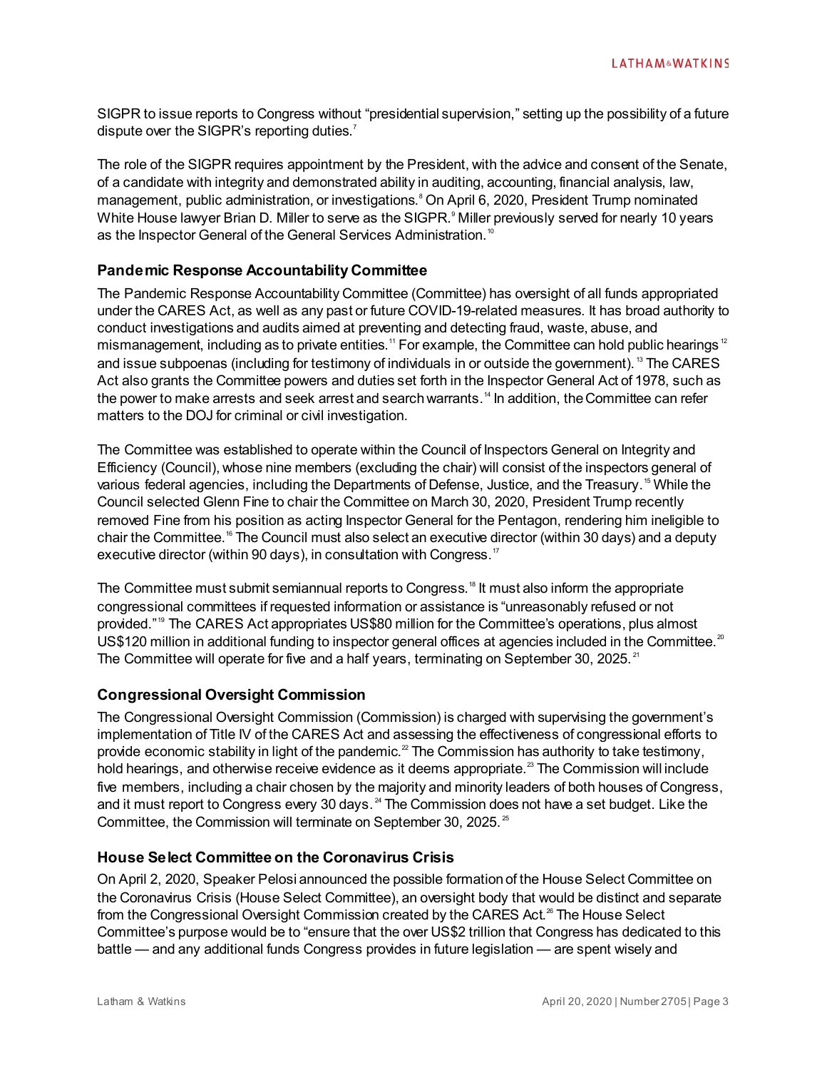SIGPR to issue reports to Congress without "presidential supervision," setting up the possibility of a future dispute over the SIGPR's reporting duties.[7]

The role of the SIGPR requires appointment by the President, with the advice and consent of the Senate, of a candidate with integrity and demonstrated ability in auditing, accounting, financial analysis, law, management, public administration, or investigations.[8] On April 6, 2020, President Trump nominated White House lawyer Brian D. Miller to serve as the SIGPR.[9] Miller previously served for nearly 10 years as the Inspector General of the General Services Administration.[10]

### Pandemic Response Accountability Committee

The Pandemic Response Accountability Committee (Committee) has oversight of all funds appropriated under the CARES Act, as well as any past or future COVID-19-related measures. It has broad authority to conduct investigations and audits aimed at preventing and detecting fraud, waste, abuse, and mismanagement, including as to private entities.[11] For example, the Committee can hold public hearings[12] and issue subpoenas (including for testimony of individuals in or outside the government).[13] The CARES Act also grants the Committee powers and duties set forth in the Inspector General Act of 1978, such as the power to make arrests and seek arrest and search warrants.[14] In addition, the Committee can refer matters to the DOJ for criminal or civil investigation.

The Committee was established to operate within the Council of Inspectors General on Integrity and Efficiency (Council), whose nine members (excluding the chair) will consist of the inspectors general of various federal agencies, including the Departments of Defense, Justice, and the Treasury.[15] While the Council selected Glenn Fine to chair the Committee on March 30, 2020, President Trump recently removed Fine from his position as acting Inspector General for the Pentagon, rendering him ineligible to chair the Committee.[16] The Council must also select an executive director (within 30 days) and a deputy executive director (within 90 days), in consultation with Congress.[17]

The Committee must submit semiannual reports to Congress.[18] It must also inform the appropriate congressional committees if requested information or assistance is "unreasonably refused or not provided."[19] The CARES Act appropriates US$80 million for the Committee's operations, plus almost US$120 million in additional funding to inspector general offices at agencies included in the Committee.[20] The Committee will operate for five and a half years, terminating on September 30, 2025.[21]

### Congressional Oversight Commission

The Congressional Oversight Commission (Commission) is charged with supervising the government's implementation of Title IV of the CARES Act and assessing the effectiveness of congressional efforts to provide economic stability in light of the pandemic.[22] The Commission has authority to take testimony, hold hearings, and otherwise receive evidence as it deems appropriate.[23] The Commission will include five members, including a chair chosen by the majority and minority leaders of both houses of Congress, and it must report to Congress every 30 days.[24] The Commission does not have a set budget. Like the Committee, the Commission will terminate on September 30, 2025.[25]

### House Select Committee on the Coronavirus Crisis

On April 2, 2020, Speaker Pelosi announced the possible formation of the House Select Committee on the Coronavirus Crisis (House Select Committee), an oversight body that would be distinct and separate from the Congressional Oversight Commission created by the CARES Act.[26] The House Select Committee's purpose would be to "ensure that the over US$2 trillion that Congress has dedicated to this battle — and any additional funds Congress provides in future legislation — are spent wisely and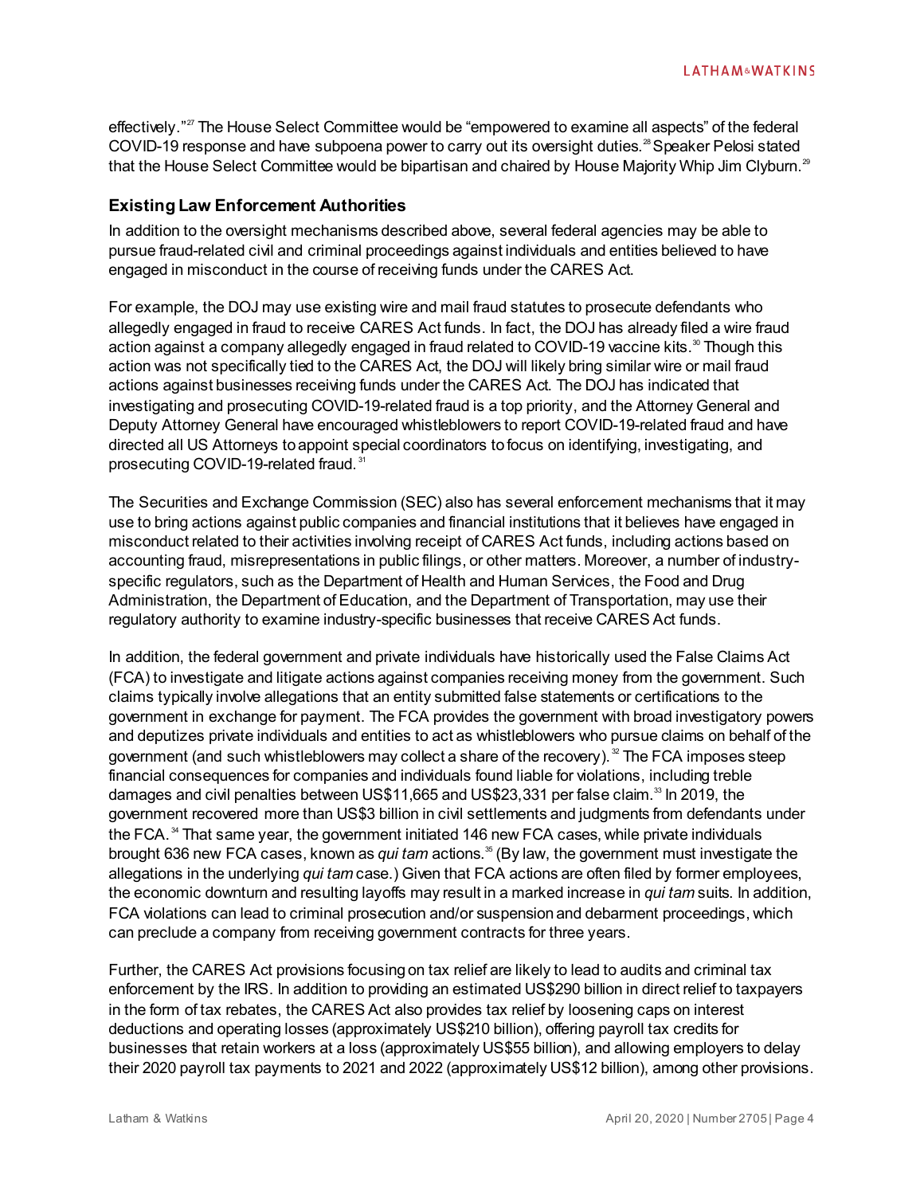effectively."[27] The House Select Committee would be "empowered to examine all aspects" of the federal COVID-19 response and have subpoena power to carry out its oversight duties.[28] Speaker Pelosi stated that the House Select Committee would be bipartisan and chaired by House Majority Whip Jim Clyburn.[29]

### Existing Law Enforcement Authorities

In addition to the oversight mechanisms described above, several federal agencies may be able to pursue fraud-related civil and criminal proceedings against individuals and entities believed to have engaged in misconduct in the course of receiving funds under the CARES Act.

For example, the DOJ may use existing wire and mail fraud statutes to prosecute defendants who allegedly engaged in fraud to receive CARES Act funds. In fact, the DOJ has already filed a wire fraud action against a company allegedly engaged in fraud related to COVID-19 vaccine kits.[30] Though this action was not specifically tied to the CARES Act, the DOJ will likely bring similar wire or mail fraud actions against businesses receiving funds under the CARES Act. The DOJ has indicated that investigating and prosecuting COVID-19-related fraud is a top priority, and the Attorney General and Deputy Attorney General have encouraged whistleblowers to report COVID-19-related fraud and have directed all US Attorneys to appoint special coordinators to focus on identifying, investigating, and prosecuting COVID-19-related fraud.[31]

The Securities and Exchange Commission (SEC) also has several enforcement mechanisms that it may use to bring actions against public companies and financial institutions that it believes have engaged in misconduct related to their activities involving receipt of CARES Act funds, including actions based on accounting fraud, misrepresentations in public filings, or other matters. Moreover, a number of industry-specific regulators, such as the Department of Health and Human Services, the Food and Drug Administration, the Department of Education, and the Department of Transportation, may use their regulatory authority to examine industry-specific businesses that receive CARES Act funds.

In addition, the federal government and private individuals have historically used the False Claims Act (FCA) to investigate and litigate actions against companies receiving money from the government. Such claims typically involve allegations that an entity submitted false statements or certifications to the government in exchange for payment. The FCA provides the government with broad investigatory powers and deputizes private individuals and entities to act as whistleblowers who pursue claims on behalf of the government (and such whistleblowers may collect a share of the recovery).[32] The FCA imposes steep financial consequences for companies and individuals found liable for violations, including treble damages and civil penalties between US$11,665 and US$23,331 per false claim.[33] In 2019, the government recovered more than US$3 billion in civil settlements and judgments from defendants under the FCA.[34] That same year, the government initiated 146 new FCA cases, while private individuals brought 636 new FCA cases, known as *qui tam* actions.[35] (By law, the government must investigate the allegations in the underlying *qui tam* case.) Given that FCA actions are often filed by former employees, the economic downturn and resulting layoffs may result in a marked increase in *qui tam* suits. In addition, FCA violations can lead to criminal prosecution and/or suspension and debarment proceedings, which can preclude a company from receiving government contracts for three years.

Further, the CARES Act provisions focusing on tax relief are likely to lead to audits and criminal tax enforcement by the IRS. In addition to providing an estimated US$290 billion in direct relief to taxpayers in the form of tax rebates, the CARES Act also provides tax relief by loosening caps on interest deductions and operating losses (approximately US$210 billion), offering payroll tax credits for businesses that retain workers at a loss (approximately US$55 billion), and allowing employers to delay their 2020 payroll tax payments to 2021 and 2022 (approximately US$12 billion), among other provisions.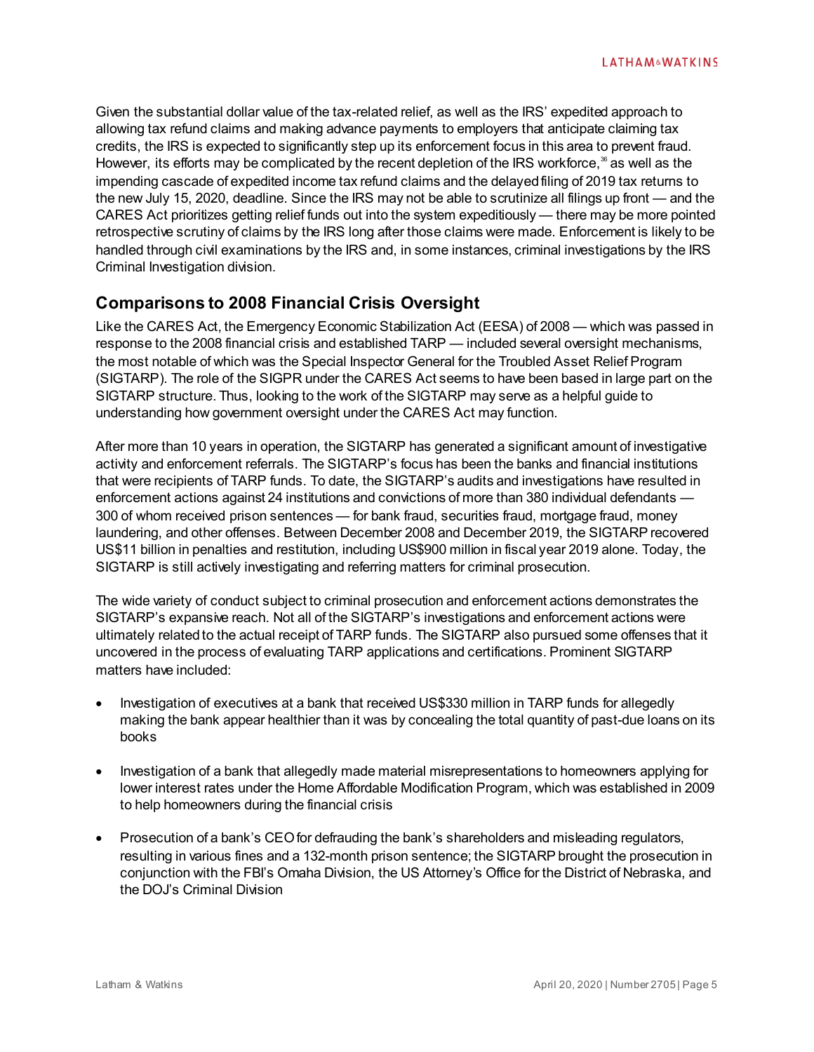Given the substantial dollar value of the tax-related relief, as well as the IRS' expedited approach to allowing tax refund claims and making advance payments to employers that anticipate claiming tax credits, the IRS is expected to significantly step up its enforcement focus in this area to prevent fraud. However, its efforts may be complicated by the recent depletion of the IRS workforce,[36] as well as the impending cascade of expedited income tax refund claims and the delayed filing of 2019 tax returns to the new July 15, 2020, deadline. Since the IRS may not be able to scrutinize all filings up front — and the CARES Act prioritizes getting relief funds out into the system expeditiously — there may be more pointed retrospective scrutiny of claims by the IRS long after those claims were made. Enforcement is likely to be handled through civil examinations by the IRS and, in some instances, criminal investigations by the IRS Criminal Investigation division.

## Comparisons to 2008 Financial Crisis Oversight

Like the CARES Act, the Emergency Economic Stabilization Act (EESA) of 2008 — which was passed in response to the 2008 financial crisis and established TARP — included several oversight mechanisms, the most notable of which was the Special Inspector General for the Troubled Asset Relief Program (SIGTARP). The role of the SIGPR under the CARES Act seems to have been based in large part on the SIGTARP structure. Thus, looking to the work of the SIGTARP may serve as a helpful guide to understanding how government oversight under the CARES Act may function.

After more than 10 years in operation, the SIGTARP has generated a significant amount of investigative activity and enforcement referrals. The SIGTARP's focus has been the banks and financial institutions that were recipients of TARP funds. To date, the SIGTARP's audits and investigations have resulted in enforcement actions against 24 institutions and convictions of more than 380 individual defendants — 300 of whom received prison sentences — for bank fraud, securities fraud, mortgage fraud, money laundering, and other offenses. Between December 2008 and December 2019, the SIGTARP recovered US$11 billion in penalties and restitution, including US$900 million in fiscal year 2019 alone. Today, the SIGTARP is still actively investigating and referring matters for criminal prosecution.

The wide variety of conduct subject to criminal prosecution and enforcement actions demonstrates the SIGTARP's expansive reach. Not all of the SIGTARP's investigations and enforcement actions were ultimately related to the actual receipt of TARP funds. The SIGTARP also pursued some offenses that it uncovered in the process of evaluating TARP applications and certifications. Prominent SIGTARP matters have included:

- Investigation of executives at a bank that received US$330 million in TARP funds for allegedly making the bank appear healthier than it was by concealing the total quantity of past-due loans on its books
- Investigation of a bank that allegedly made material misrepresentations to homeowners applying for lower interest rates under the Home Affordable Modification Program, which was established in 2009 to help homeowners during the financial crisis
- Prosecution of a bank's CEO for defrauding the bank's shareholders and misleading regulators, resulting in various fines and a 132-month prison sentence; the SIGTARP brought the prosecution in conjunction with the FBI's Omaha Division, the US Attorney's Office for the District of Nebraska, and the DOJ's Criminal Division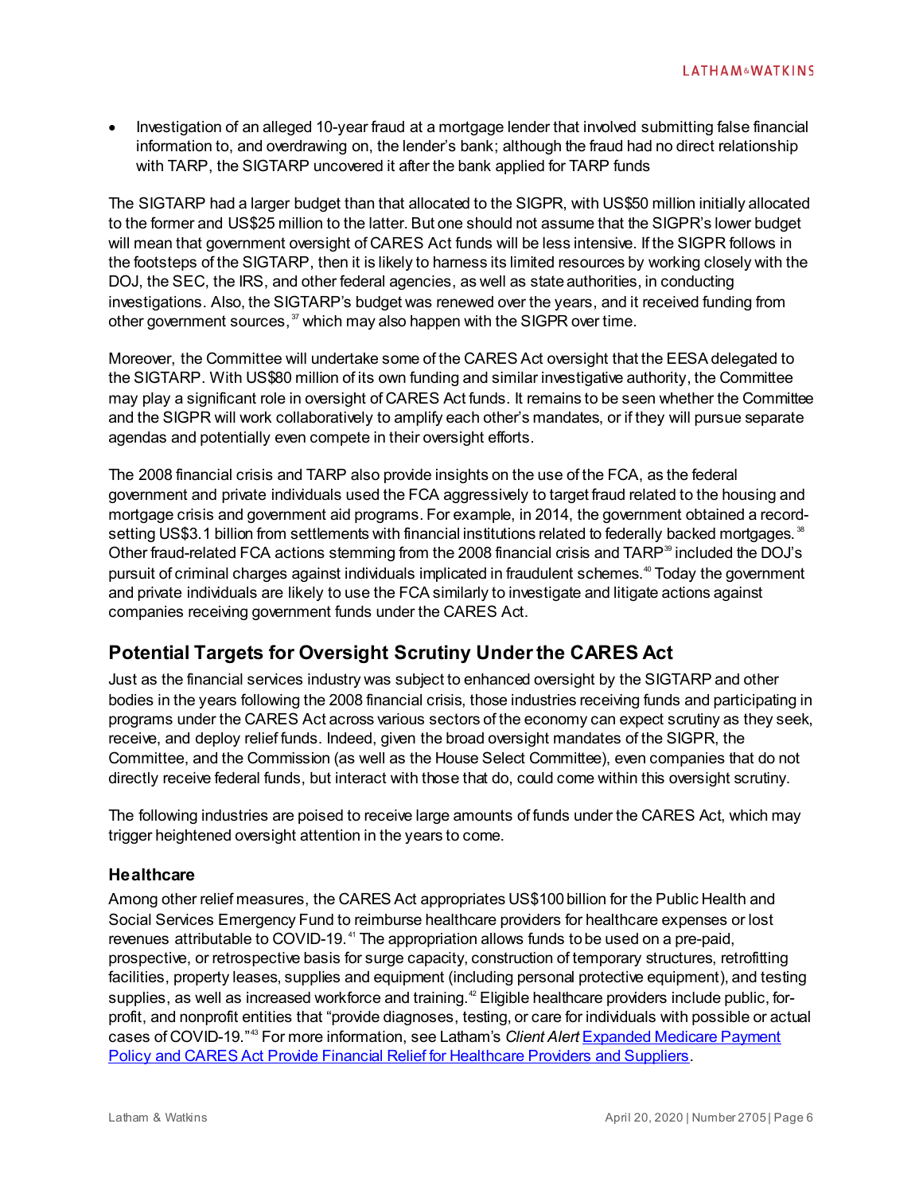- Investigation of an alleged 10-year fraud at a mortgage lender that involved submitting false financial information to, and overdrawing on, the lender's bank; although the fraud had no direct relationship with TARP, the SIGTARP uncovered it after the bank applied for TARP funds

The SIGTARP had a larger budget than that allocated to the SIGPR, with US$50 million initially allocated to the former and US$25 million to the latter. But one should not assume that the SIGPR's lower budget will mean that government oversight of CARES Act funds will be less intensive. If the SIGPR follows in the footsteps of the SIGTARP, then it is likely to harness its limited resources by working closely with the DOJ, the SEC, the IRS, and other federal agencies, as well as state authorities, in conducting investigations. Also, the SIGTARP's budget was renewed over the years, and it received funding from other government sources,[37] which may also happen with the SIGPR over time.

Moreover, the Committee will undertake some of the CARES Act oversight that the EESA delegated to the SIGTARP. With US$80 million of its own funding and similar investigative authority, the Committee may play a significant role in oversight of CARES Act funds. It remains to be seen whether the Committee and the SIGPR will work collaboratively to amplify each other's mandates, or if they will pursue separate agendas and potentially even compete in their oversight efforts.

The 2008 financial crisis and TARP also provide insights on the use of the FCA, as the federal government and private individuals used the FCA aggressively to target fraud related to the housing and mortgage crisis and government aid programs. For example, in 2014, the government obtained a record-setting US$3.1 billion from settlements with financial institutions related to federally backed mortgages.[38] Other fraud-related FCA actions stemming from the 2008 financial crisis and TARP[39] included the DOJ's pursuit of criminal charges against individuals implicated in fraudulent schemes.[40] Today the government and private individuals are likely to use the FCA similarly to investigate and litigate actions against companies receiving government funds under the CARES Act.

## Potential Targets for Oversight Scrutiny Under the CARES Act

Just as the financial services industry was subject to enhanced oversight by the SIGTARP and other bodies in the years following the 2008 financial crisis, those industries receiving funds and participating in programs under the CARES Act across various sectors of the economy can expect scrutiny as they seek, receive, and deploy relief funds. Indeed, given the broad oversight mandates of the SIGPR, the Committee, and the Commission (as well as the House Select Committee), even companies that do not directly receive federal funds, but interact with those that do, could come within this oversight scrutiny.

The following industries are poised to receive large amounts of funds under the CARES Act, which may trigger heightened oversight attention in the years to come.

### Healthcare

Among other relief measures, the CARES Act appropriates US$100 billion for the Public Health and Social Services Emergency Fund to reimburse healthcare providers for healthcare expenses or lost revenues attributable to COVID-19.[41] The appropriation allows funds to be used on a pre-paid, prospective, or retrospective basis for surge capacity, construction of temporary structures, retrofitting facilities, property leases, supplies and equipment (including personal protective equipment), and testing supplies, as well as increased workforce and training.[42] Eligible healthcare providers include public, for-profit, and nonprofit entities that "provide diagnoses, testing, or care for individuals with possible or actual cases of COVID-19."[43] For more information, see Latham's *Client Alert* Expanded Medicare Payment Policy and CARES Act Provide Financial Relief for Healthcare Providers and Suppliers.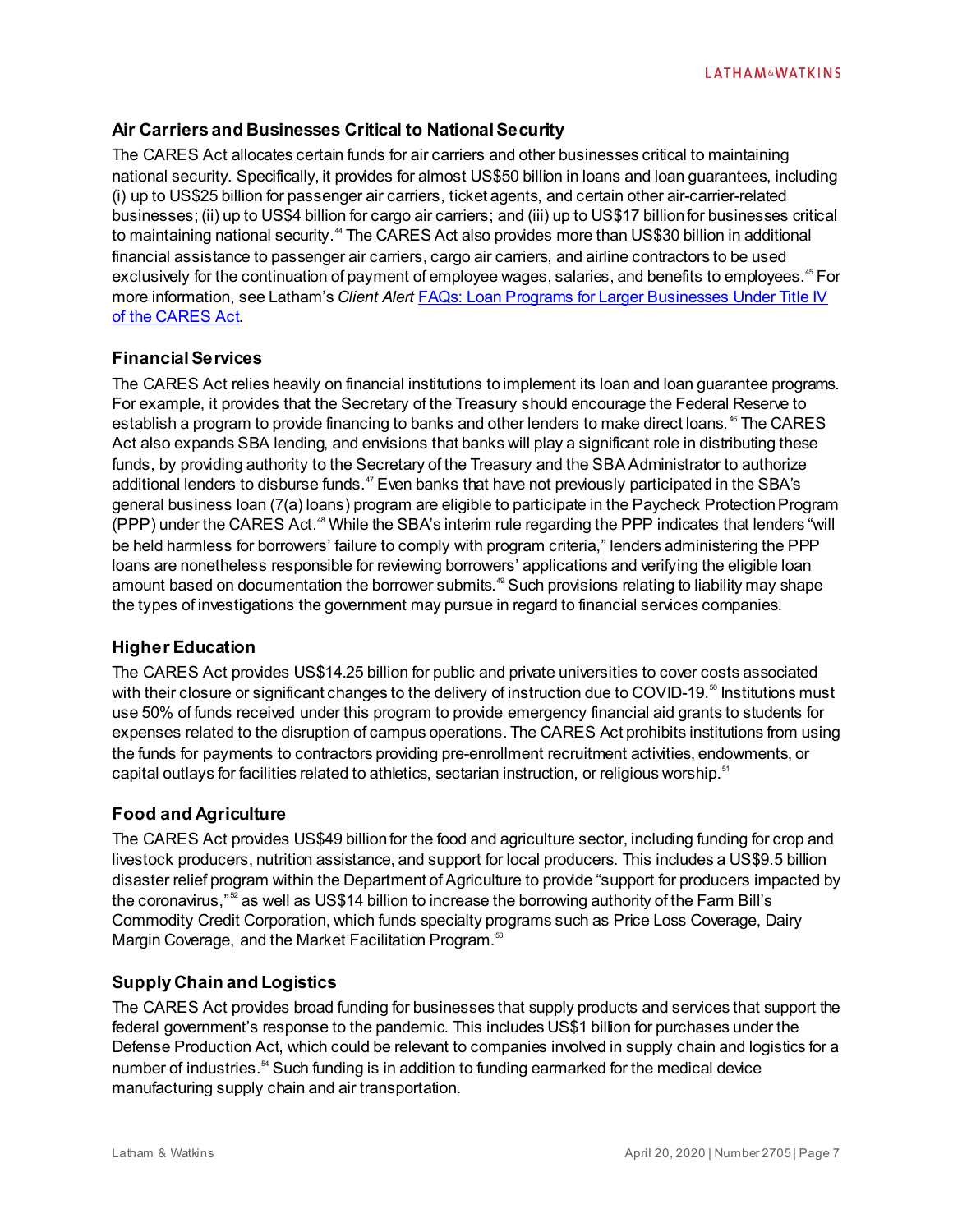### Air Carriers and Businesses Critical to National Security

The CARES Act allocates certain funds for air carriers and other businesses critical to maintaining national security. Specifically, it provides for almost US$50 billion in loans and loan guarantees, including (i) up to US$25 billion for passenger air carriers, ticket agents, and certain other air-carrier-related businesses; (ii) up to US$4 billion for cargo air carriers; and (iii) up to US$17 billion for businesses critical to maintaining national security.[44] The CARES Act also provides more than US$30 billion in additional financial assistance to passenger air carriers, cargo air carriers, and airline contractors to be used exclusively for the continuation of payment of employee wages, salaries, and benefits to employees.[45] For more information, see Latham's *Client Alert* [FAQs: Loan Programs for Larger Businesses Under Title IV of the CARES Act](#).

### Financial Services

The CARES Act relies heavily on financial institutions to implement its loan and loan guarantee programs. For example, it provides that the Secretary of the Treasury should encourage the Federal Reserve to establish a program to provide financing to banks and other lenders to make direct loans.[46] The CARES Act also expands SBA lending, and envisions that banks will play a significant role in distributing these funds, by providing authority to the Secretary of the Treasury and the SBA Administrator to authorize additional lenders to disburse funds.[47] Even banks that have not previously participated in the SBA's general business loan (7(a) loans) program are eligible to participate in the Paycheck Protection Program (PPP) under the CARES Act.[48] While the SBA's interim rule regarding the PPP indicates that lenders "will be held harmless for borrowers' failure to comply with program criteria," lenders administering the PPP loans are nonetheless responsible for reviewing borrowers' applications and verifying the eligible loan amount based on documentation the borrower submits.[49] Such provisions relating to liability may shape the types of investigations the government may pursue in regard to financial services companies.

### Higher Education

The CARES Act provides US$14.25 billion for public and private universities to cover costs associated with their closure or significant changes to the delivery of instruction due to COVID-19.[50] Institutions must use 50% of funds received under this program to provide emergency financial aid grants to students for expenses related to the disruption of campus operations. The CARES Act prohibits institutions from using the funds for payments to contractors providing pre-enrollment recruitment activities, endowments, or capital outlays for facilities related to athletics, sectarian instruction, or religious worship.[51]

### Food and Agriculture

The CARES Act provides US$49 billion for the food and agriculture sector, including funding for crop and livestock producers, nutrition assistance, and support for local producers. This includes a US$9.5 billion disaster relief program within the Department of Agriculture to provide "support for producers impacted by the coronavirus,"[52] as well as US$14 billion to increase the borrowing authority of the Farm Bill's Commodity Credit Corporation, which funds specialty programs such as Price Loss Coverage, Dairy Margin Coverage, and the Market Facilitation Program.[53]

### Supply Chain and Logistics

The CARES Act provides broad funding for businesses that supply products and services that support the federal government's response to the pandemic. This includes US$1 billion for purchases under the Defense Production Act, which could be relevant to companies involved in supply chain and logistics for a number of industries.[54] Such funding is in addition to funding earmarked for the medical device manufacturing supply chain and air transportation.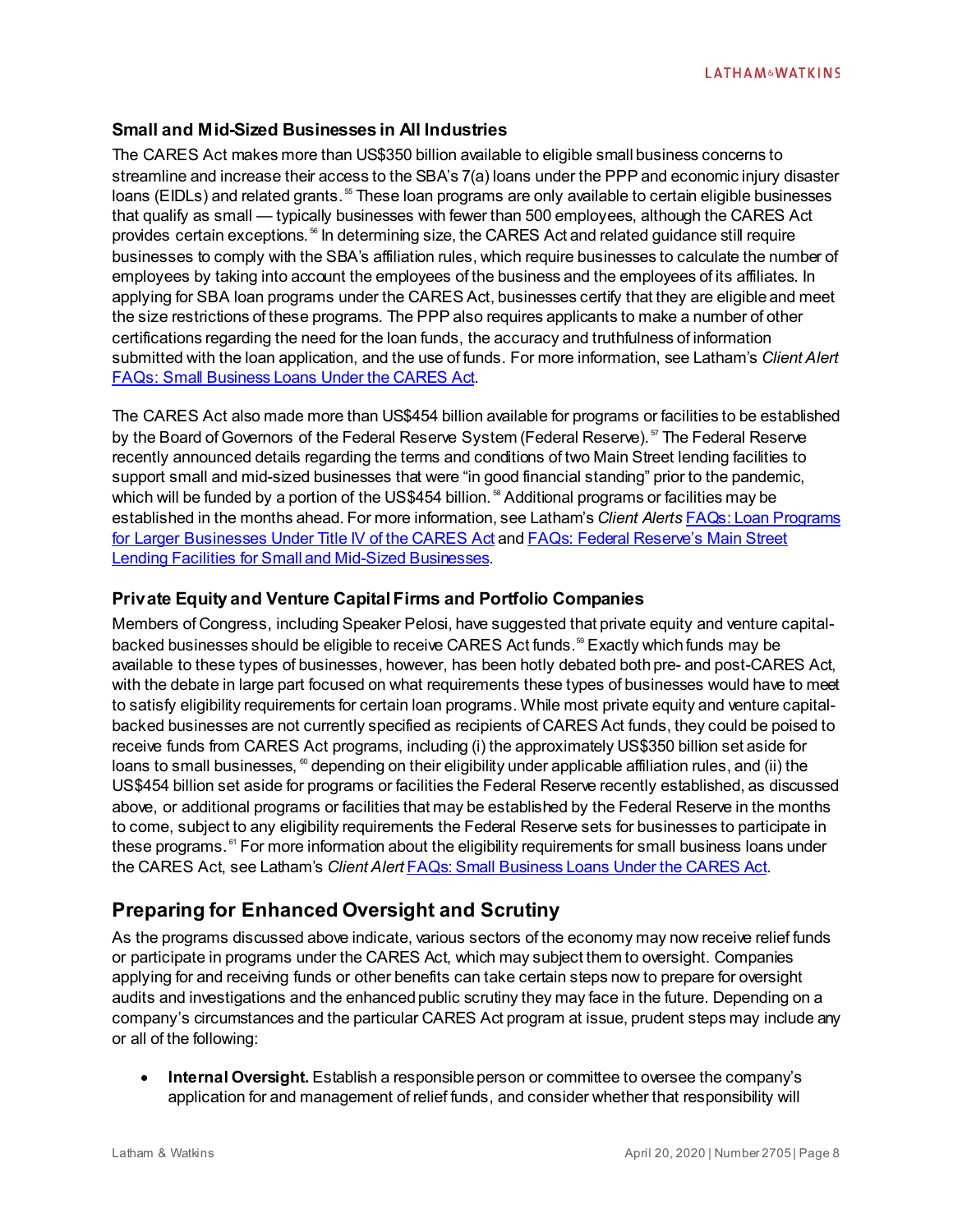### Small and Mid-Sized Businesses in All Industries

The CARES Act makes more than US$350 billion available to eligible small business concerns to streamline and increase their access to the SBA's 7(a) loans under the PPP and economic injury disaster loans (EIDLs) and related grants.[55] These loan programs are only available to certain eligible businesses that qualify as small — typically businesses with fewer than 500 employees, although the CARES Act provides certain exceptions.[56] In determining size, the CARES Act and related guidance still require businesses to comply with the SBA's affiliation rules, which require businesses to calculate the number of employees by taking into account the employees of the business and the employees of its affiliates. In applying for SBA loan programs under the CARES Act, businesses certify that they are eligible and meet the size restrictions of these programs. The PPP also requires applicants to make a number of other certifications regarding the need for the loan funds, the accuracy and truthfulness of information submitted with the loan application, and the use of funds. For more information, see Latham's *Client Alert* [FAQs: Small Business Loans Under the CARES Act](#).

The CARES Act also made more than US$454 billion available for programs or facilities to be established by the Board of Governors of the Federal Reserve System (Federal Reserve).[57] The Federal Reserve recently announced details regarding the terms and conditions of two Main Street lending facilities to support small and mid-sized businesses that were "in good financial standing" prior to the pandemic, which will be funded by a portion of the US$454 billion.[58] Additional programs or facilities may be established in the months ahead. For more information, see Latham's *Client Alerts* [FAQs: Loan Programs for Larger Businesses Under Title IV of the CARES Act](#) and [FAQs: Federal Reserve's Main Street Lending Facilities for Small and Mid-Sized Businesses](#).

### Private Equity and Venture Capital Firms and Portfolio Companies

Members of Congress, including Speaker Pelosi, have suggested that private equity and venture capital-backed businesses should be eligible to receive CARES Act funds.[59] Exactly which funds may be available to these types of businesses, however, has been hotly debated both pre- and post-CARES Act, with the debate in large part focused on what requirements these types of businesses would have to meet to satisfy eligibility requirements for certain loan programs. While most private equity and venture capital-backed businesses are not currently specified as recipients of CARES Act funds, they could be poised to receive funds from CARES Act programs, including (i) the approximately US$350 billion set aside for loans to small businesses,[60] depending on their eligibility under applicable affiliation rules, and (ii) the US$454 billion set aside for programs or facilities the Federal Reserve recently established, as discussed above, or additional programs or facilities that may be established by the Federal Reserve in the months to come, subject to any eligibility requirements the Federal Reserve sets for businesses to participate in these programs.[61] For more information about the eligibility requirements for small business loans under the CARES Act, see Latham's *Client Alert* [FAQs: Small Business Loans Under the CARES Act](#).

## Preparing for Enhanced Oversight and Scrutiny

As the programs discussed above indicate, various sectors of the economy may now receive relief funds or participate in programs under the CARES Act, which may subject them to oversight. Companies applying for and receiving funds or other benefits can take certain steps now to prepare for oversight audits and investigations and the enhanced public scrutiny they may face in the future. Depending on a company's circumstances and the particular CARES Act program at issue, prudent steps may include any or all of the following:

- **Internal Oversight.** Establish a responsible person or committee to oversee the company's application for and management of relief funds, and consider whether that responsibility will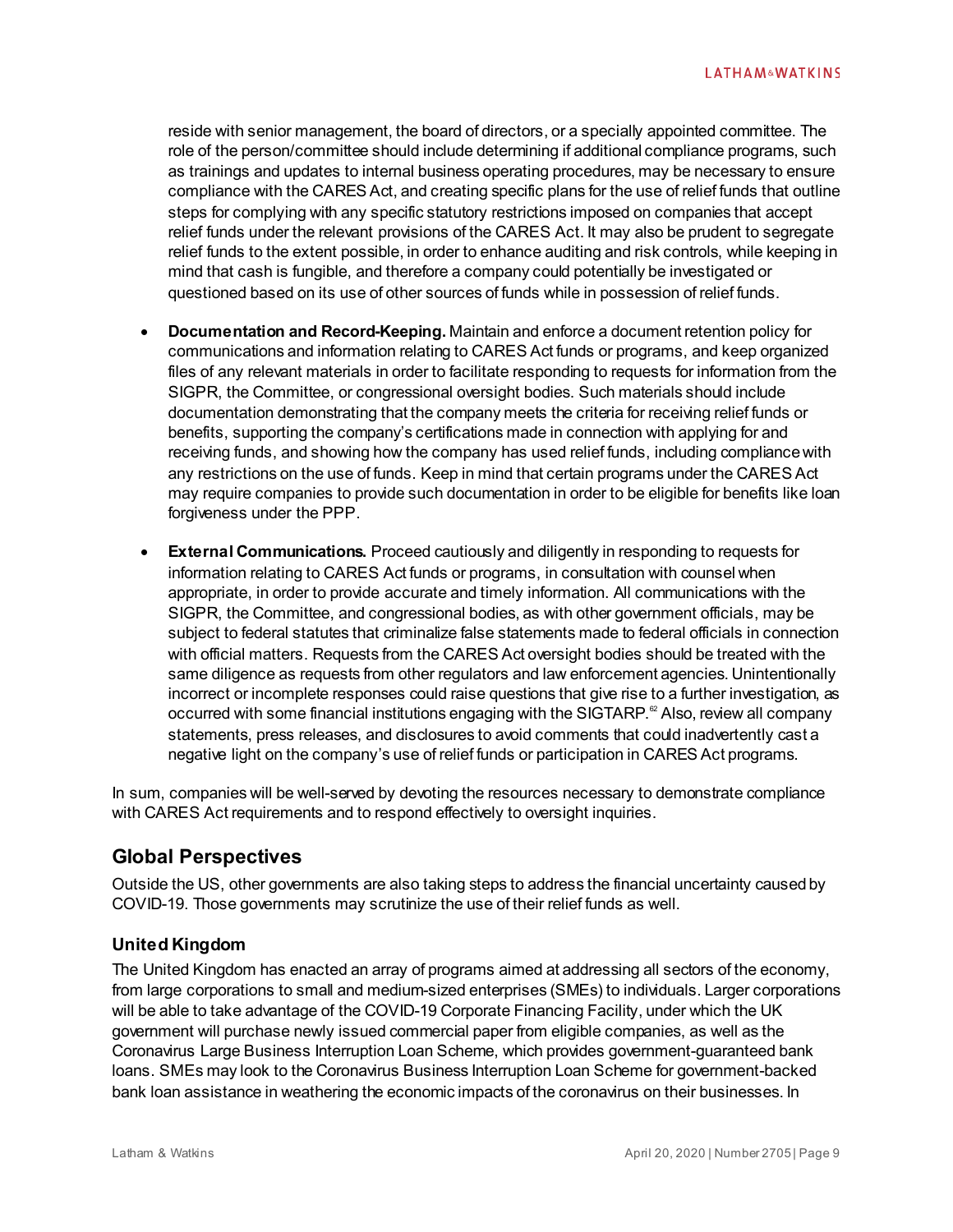reside with senior management, the board of directors, or a specially appointed committee. The role of the person/committee should include determining if additional compliance programs, such as trainings and updates to internal business operating procedures, may be necessary to ensure compliance with the CARES Act, and creating specific plans for the use of relief funds that outline steps for complying with any specific statutory restrictions imposed on companies that accept relief funds under the relevant provisions of the CARES Act. It may also be prudent to segregate relief funds to the extent possible, in order to enhance auditing and risk controls, while keeping in mind that cash is fungible, and therefore a company could potentially be investigated or questioned based on its use of other sources of funds while in possession of relief funds.

- **Documentation and Record-Keeping.** Maintain and enforce a document retention policy for communications and information relating to CARES Act funds or programs, and keep organized files of any relevant materials in order to facilitate responding to requests for information from the SIGPR, the Committee, or congressional oversight bodies. Such materials should include documentation demonstrating that the company meets the criteria for receiving relief funds or benefits, supporting the company's certifications made in connection with applying for and receiving funds, and showing how the company has used relief funds, including compliance with any restrictions on the use of funds. Keep in mind that certain programs under the CARES Act may require companies to provide such documentation in order to be eligible for benefits like loan forgiveness under the PPP.

- **External Communications.** Proceed cautiously and diligently in responding to requests for information relating to CARES Act funds or programs, in consultation with counsel when appropriate, in order to provide accurate and timely information. All communications with the SIGPR, the Committee, and congressional bodies, as with other government officials, may be subject to federal statutes that criminalize false statements made to federal officials in connection with official matters. Requests from the CARES Act oversight bodies should be treated with the same diligence as requests from other regulators and law enforcement agencies. Unintentionally incorrect or incomplete responses could raise questions that give rise to a further investigation, as occurred with some financial institutions engaging with the SIGTARP.[62] Also, review all company statements, press releases, and disclosures to avoid comments that could inadvertently cast a negative light on the company's use of relief funds or participation in CARES Act programs.

In sum, companies will be well-served by devoting the resources necessary to demonstrate compliance with CARES Act requirements and to respond effectively to oversight inquiries.

## Global Perspectives

Outside the US, other governments are also taking steps to address the financial uncertainty caused by COVID-19. Those governments may scrutinize the use of their relief funds as well.

### United Kingdom

The United Kingdom has enacted an array of programs aimed at addressing all sectors of the economy, from large corporations to small and medium-sized enterprises (SMEs) to individuals. Larger corporations will be able to take advantage of the COVID-19 Corporate Financing Facility, under which the UK government will purchase newly issued commercial paper from eligible companies, as well as the Coronavirus Large Business Interruption Loan Scheme, which provides government-guaranteed bank loans. SMEs may look to the Coronavirus Business Interruption Loan Scheme for government-backed bank loan assistance in weathering the economic impacts of the coronavirus on their businesses. In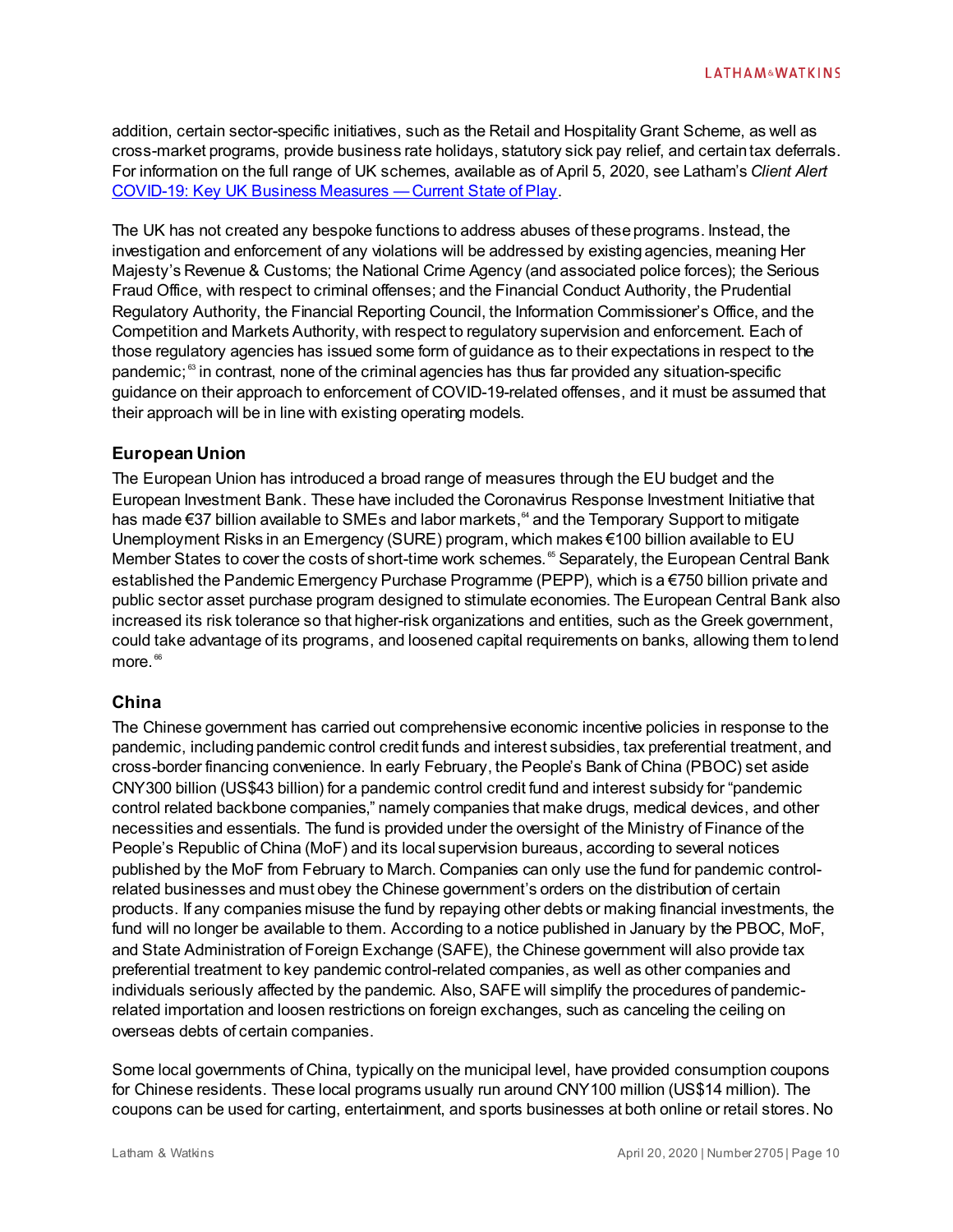addition, certain sector-specific initiatives, such as the Retail and Hospitality Grant Scheme, as well as cross-market programs, provide business rate holidays, statutory sick pay relief, and certain tax deferrals. For information on the full range of UK schemes, available as of April 5, 2020, see Latham's *Client Alert* [COVID-19: Key UK Business Measures — Current State of Play](#).

The UK has not created any bespoke functions to address abuses of these programs. Instead, the investigation and enforcement of any violations will be addressed by existing agencies, meaning Her Majesty's Revenue & Customs; the National Crime Agency (and associated police forces); the Serious Fraud Office, with respect to criminal offenses; and the Financial Conduct Authority, the Prudential Regulatory Authority, the Financial Reporting Council, the Information Commissioner's Office, and the Competition and Markets Authority, with respect to regulatory supervision and enforcement. Each of those regulatory agencies has issued some form of guidance as to their expectations in respect to the pandemic;[63] in contrast, none of the criminal agencies has thus far provided any situation-specific guidance on their approach to enforcement of COVID-19-related offenses, and it must be assumed that their approach will be in line with existing operating models.

### European Union

The European Union has introduced a broad range of measures through the EU budget and the European Investment Bank. These have included the Coronavirus Response Investment Initiative that has made €37 billion available to SMEs and labor markets,[64] and the Temporary Support to mitigate Unemployment Risks in an Emergency (SURE) program, which makes €100 billion available to EU Member States to cover the costs of short-time work schemes.[65] Separately, the European Central Bank established the Pandemic Emergency Purchase Programme (PEPP), which is a €750 billion private and public sector asset purchase program designed to stimulate economies. The European Central Bank also increased its risk tolerance so that higher-risk organizations and entities, such as the Greek government, could take advantage of its programs, and loosened capital requirements on banks, allowing them to lend more.[66]

### China

The Chinese government has carried out comprehensive economic incentive policies in response to the pandemic, including pandemic control credit funds and interest subsidies, tax preferential treatment, and cross-border financing convenience. In early February, the People's Bank of China (PBOC) set aside CNY300 billion (US$43 billion) for a pandemic control credit fund and interest subsidy for "pandemic control related backbone companies," namely companies that make drugs, medical devices, and other necessities and essentials. The fund is provided under the oversight of the Ministry of Finance of the People's Republic of China (MoF) and its local supervision bureaus, according to several notices published by the MoF from February to March. Companies can only use the fund for pandemic control-related businesses and must obey the Chinese government's orders on the distribution of certain products. If any companies misuse the fund by repaying other debts or making financial investments, the fund will no longer be available to them. According to a notice published in January by the PBOC, MoF, and State Administration of Foreign Exchange (SAFE), the Chinese government will also provide tax preferential treatment to key pandemic control-related companies, as well as other companies and individuals seriously affected by the pandemic. Also, SAFE will simplify the procedures of pandemic-related importation and loosen restrictions on foreign exchanges, such as canceling the ceiling on overseas debts of certain companies.

Some local governments of China, typically on the municipal level, have provided consumption coupons for Chinese residents. These local programs usually run around CNY100 million (US$14 million). The coupons can be used for carting, entertainment, and sports businesses at both online or retail stores. No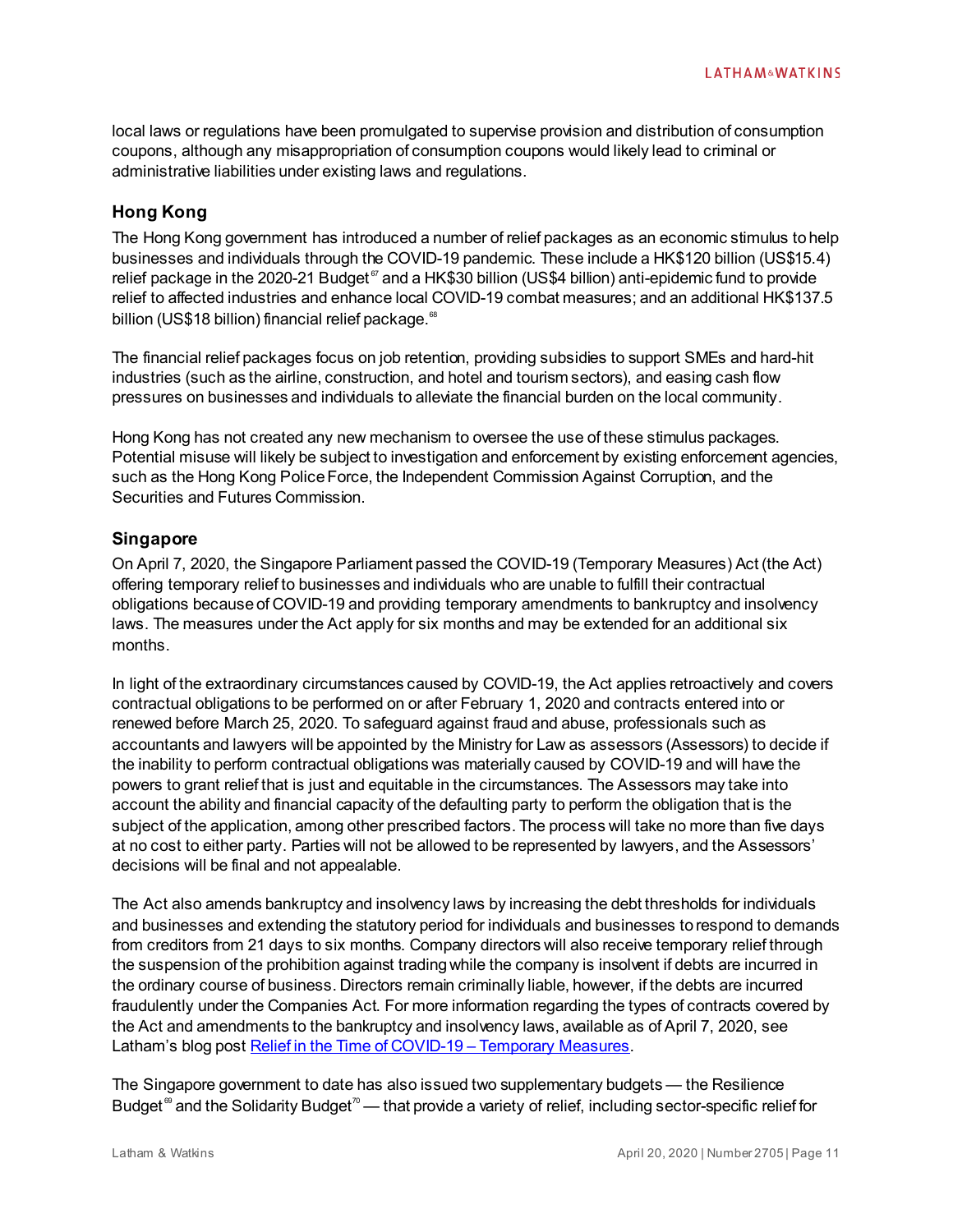local laws or regulations have been promulgated to supervise provision and distribution of consumption coupons, although any misappropriation of consumption coupons would likely lead to criminal or administrative liabilities under existing laws and regulations.

### Hong Kong

The Hong Kong government has introduced a number of relief packages as an economic stimulus to help businesses and individuals through the COVID-19 pandemic. These include a HK$120 billion (US$15.4) relief package in the 2020-21 Budget[67] and a HK$30 billion (US$4 billion) anti-epidemic fund to provide relief to affected industries and enhance local COVID-19 combat measures; and an additional HK$137.5 billion (US$18 billion) financial relief package.[68]

The financial relief packages focus on job retention, providing subsidies to support SMEs and hard-hit industries (such as the airline, construction, and hotel and tourism sectors), and easing cash flow pressures on businesses and individuals to alleviate the financial burden on the local community.

Hong Kong has not created any new mechanism to oversee the use of these stimulus packages. Potential misuse will likely be subject to investigation and enforcement by existing enforcement agencies, such as the Hong Kong Police Force, the Independent Commission Against Corruption, and the Securities and Futures Commission.

### Singapore

On April 7, 2020, the Singapore Parliament passed the COVID-19 (Temporary Measures) Act (the Act) offering temporary relief to businesses and individuals who are unable to fulfill their contractual obligations because of COVID-19 and providing temporary amendments to bankruptcy and insolvency laws. The measures under the Act apply for six months and may be extended for an additional six months.

In light of the extraordinary circumstances caused by COVID-19, the Act applies retroactively and covers contractual obligations to be performed on or after February 1, 2020 and contracts entered into or renewed before March 25, 2020. To safeguard against fraud and abuse, professionals such as accountants and lawyers will be appointed by the Ministry for Law as assessors (Assessors) to decide if the inability to perform contractual obligations was materially caused by COVID-19 and will have the powers to grant relief that is just and equitable in the circumstances. The Assessors may take into account the ability and financial capacity of the defaulting party to perform the obligation that is the subject of the application, among other prescribed factors. The process will take no more than five days at no cost to either party. Parties will not be allowed to be represented by lawyers, and the Assessors' decisions will be final and not appealable.

The Act also amends bankruptcy and insolvency laws by increasing the debt thresholds for individuals and businesses and extending the statutory period for individuals and businesses to respond to demands from creditors from 21 days to six months. Company directors will also receive temporary relief through the suspension of the prohibition against trading while the company is insolvent if debts are incurred in the ordinary course of business. Directors remain criminally liable, however, if the debts are incurred fraudulently under the Companies Act. For more information regarding the types of contracts covered by the Act and amendments to the bankruptcy and insolvency laws, available as of April 7, 2020, see Latham's blog post [Relief in the Time of COVID-19 – Temporary Measures](#).

The Singapore government to date has also issued two supplementary budgets — the Resilience Budget[69] and the Solidarity Budget[70] — that provide a variety of relief, including sector-specific relief for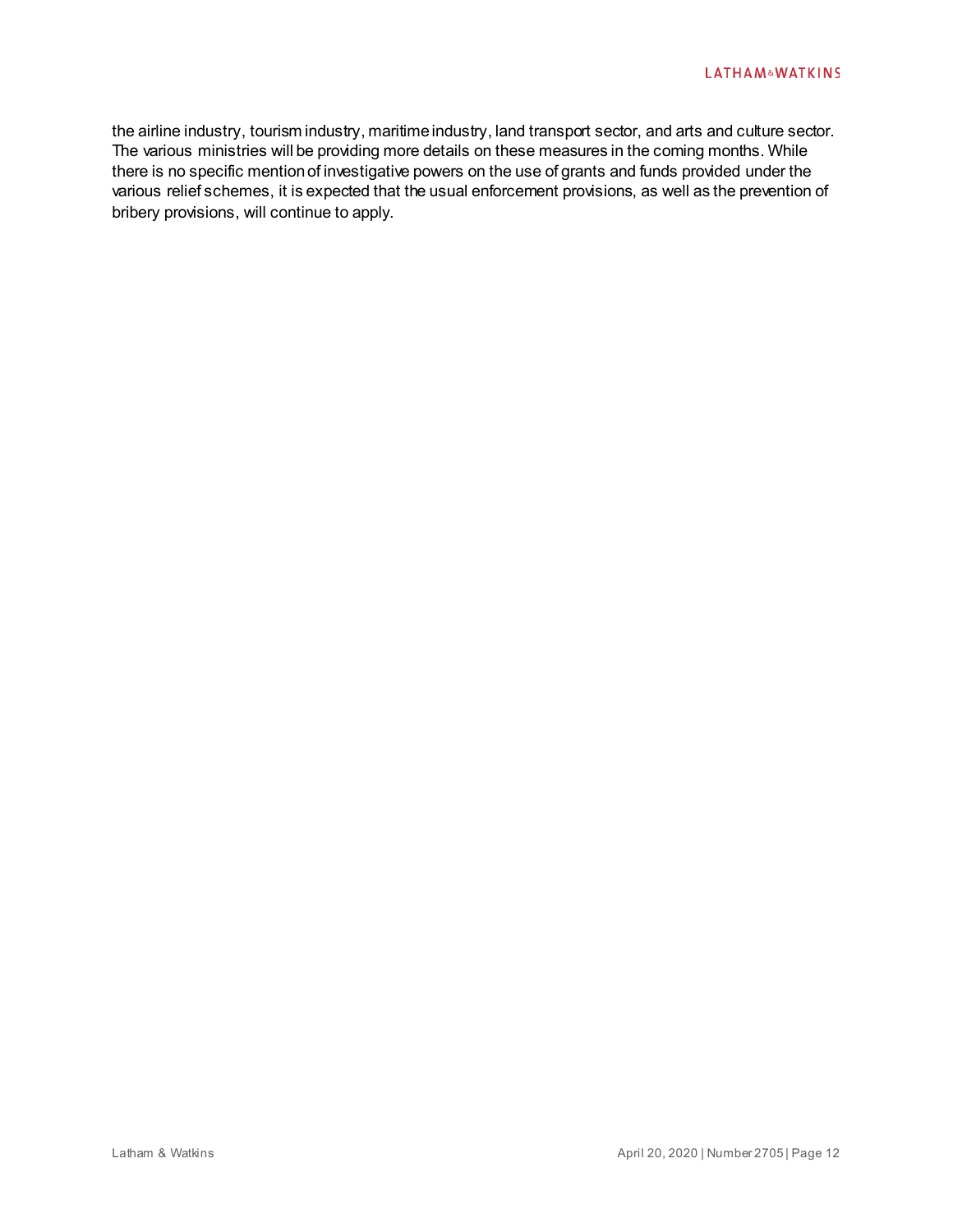the airline industry, tourism industry, maritime industry, land transport sector, and arts and culture sector. The various ministries will be providing more details on these measures in the coming months. While there is no specific mention of investigative powers on the use of grants and funds provided under the various relief schemes, it is expected that the usual enforcement provisions, as well as the prevention of bribery provisions, will continue to apply.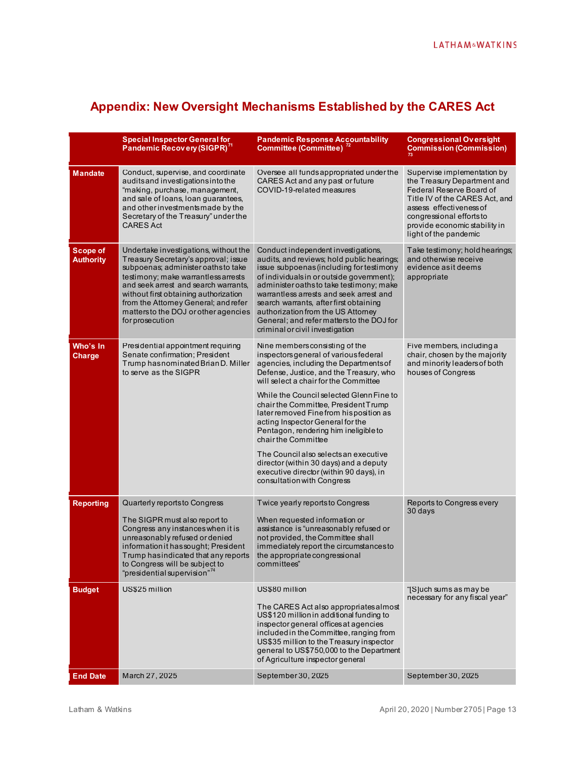# Appendix: New Oversight Mechanisms Established by the CARES Act

| | Special Inspector General for Pandemic Recovery (SIGPR)[71] | Pandemic Response Accountability Committee (Committee)[72] | Congressional Oversight Commission (Commission)[73] |
|---|---|---|---|
| **Mandate** | Conduct, supervise, and coordinate audits and investigations into the "making, purchase, management, and sale of loans, loan guarantees, and other investments made by the Secretary of the Treasury" under the CARES Act | Oversee all funds appropriated under the CARES Act and any past or future COVID-19-related measures | Supervise implementation by the Treasury Department and Federal Reserve Board of Title IV of the CARES Act, and assess effectiveness of congressional efforts to provide economic stability in light of the pandemic |
| **Scope of Authority** | Undertake investigations, without the Treasury Secretary's approval; issue subpoenas; administer oaths to take testimony; make warrantless arrests and seek arrest and search warrants, without first obtaining authorization from the Attorney General; and refer matters to the DOJ or other agencies for prosecution | Conduct independent investigations, audits, and reviews; hold public hearings; issue subpoenas (including for testimony of individuals in or outside government); administer oaths to take testimony; make warrantless arrests and seek arrest and search warrants, after first obtaining authorization from the US Attorney General; and refer matters to the DOJ for criminal or civil investigation | Take testimony; hold hearings; and otherwise receive evidence as it deems appropriate |
| **Who's In Charge** | Presidential appointment requiring Senate confirmation; President Trump has nominated Brian D. Miller to serve as the SIGPR | Nine members consisting of the inspectors general of various federal agencies, including the Departments of Defense, Justice, and the Treasury, who will select a chair for the Committee<br><br>While the Council selected Glenn Fine to chair the Committee, President Trump later removed Fine from his position as acting Inspector General for the Pentagon, rendering him ineligible to chair the Committee<br><br>The Council also selects an executive director (within 30 days) and a deputy executive director (within 90 days), in consultation with Congress | Five members, including a chair, chosen by the majority and minority leaders of both houses of Congress |
| **Reporting** | Quarterly reports to Congress<br><br>The SIGPR must also report to Congress any instances when it is unreasonably refused or denied information it has sought; President Trump has indicated that any reports to Congress will be subject to "presidential supervision"[74] | Twice yearly reports to Congress<br><br>When requested information or assistance is "unreasonably refused or not provided, the Committee shall immediately report the circumstances to the appropriate congressional committees" | Reports to Congress every 30 days |
| **Budget** | US$25 million | US$80 million<br><br>The CARES Act also appropriates almost US$120 million in additional funding to inspector general offices at agencies included in the Committee, ranging from US$35 million to the Treasury inspector general to US$750,000 to the Department of Agriculture inspector general | "[S]uch sums as may be necessary for any fiscal year" |
| **End Date** | March 27, 2025 | September 30, 2025 | September 30, 2025 |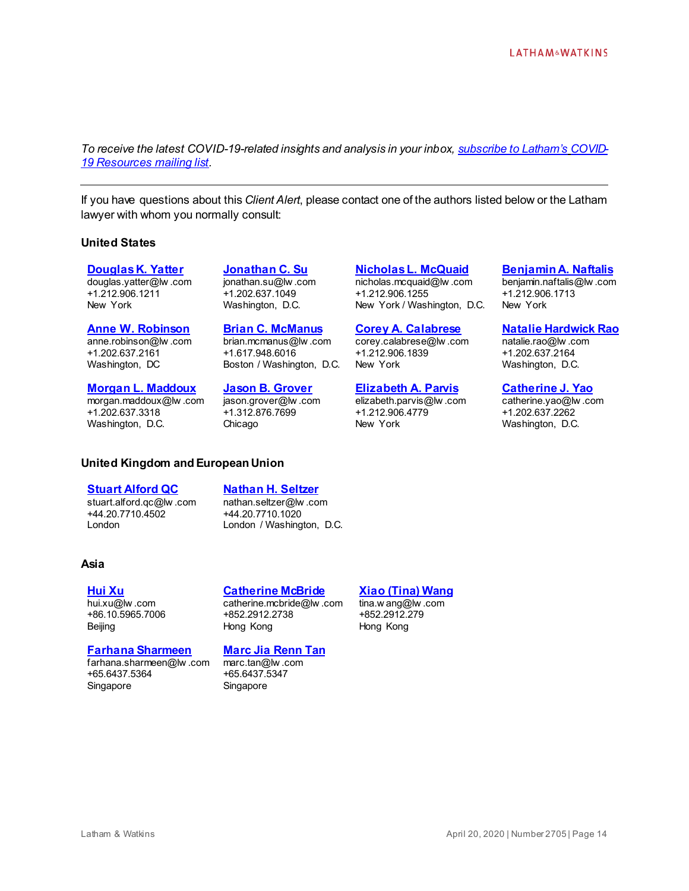*To receive the latest COVID-19-related insights and analysis in your inbox, [subscribe to Latham's COVID-19 Resources mailing list](#).*

---

If you have questions about this *Client Alert*, please contact one of the authors listed below or the Latham lawyer with whom you normally consult:

**United States**

**[Douglas K. Yatter](#)**
douglas.yatter@lw.com
+1.212.906.1211
New York

**[Jonathan C. Su](#)**
jonathan.su@lw.com
+1.202.637.1049
Washington, D.C.

**[Nicholas L. McQuaid](#)**
nicholas.mcquaid@lw.com
+1.212.906.1255
New York / Washington, D.C.

**[Benjamin A. Naftalis](#)**
benjamin.naftalis@lw.com
+1.212.906.1713
New York

**[Anne W. Robinson](#)**
anne.robinson@lw.com
+1.202.637.2161
Washington, DC

**[Brian C. McManus](#)**
brian.mcmanus@lw.com
+1.617.948.6016
Boston / Washington, D.C.

**[Corey A. Calabrese](#)**
corey.calabrese@lw.com
+1.212.906.1839
New York

**[Natalie Hardwick Rao](#)**
natalie.rao@lw.com
+1.202.637.2164
Washington, D.C.

**[Morgan L. Maddoux](#)**
morgan.maddoux@lw.com
+1.202.637.3318
Washington, D.C.

**[Jason B. Grover](#)**
jason.grover@lw.com
+1.312.876.7699
Chicago

**[Elizabeth A. Parvis](#)**
elizabeth.parvis@lw.com
+1.212.906.4779
New York

**[Catherine J. Yao](#)**
catherine.yao@lw.com
+1.202.637.2262
Washington, D.C.

**United Kingdom and European Union**

**[Stuart Alford QC](#)**
stuart.alford.qc@lw.com
+44.20.7710.4502
London

**[Nathan H. Seltzer](#)**
nathan.seltzer@lw.com
+44.20.7710.1020
London / Washington, D.C.

**Asia**

**[Hui Xu](#)**
hui.xu@lw.com
+86.10.5965.7006
Beijing

**[Catherine McBride](#)**
catherine.mcbride@lw.com
+852.2912.2738
Hong Kong

**[Xiao (Tina) Wang](#)**
tina.wang@lw.com
+852.2912.279
Hong Kong

**[Farhana Sharmeen](#)**
farhana.sharmeen@lw.com
+65.6437.5364
Singapore

**[Marc Jia Renn Tan](#)**
marc.tan@lw.com
+65.6437.5347
Singapore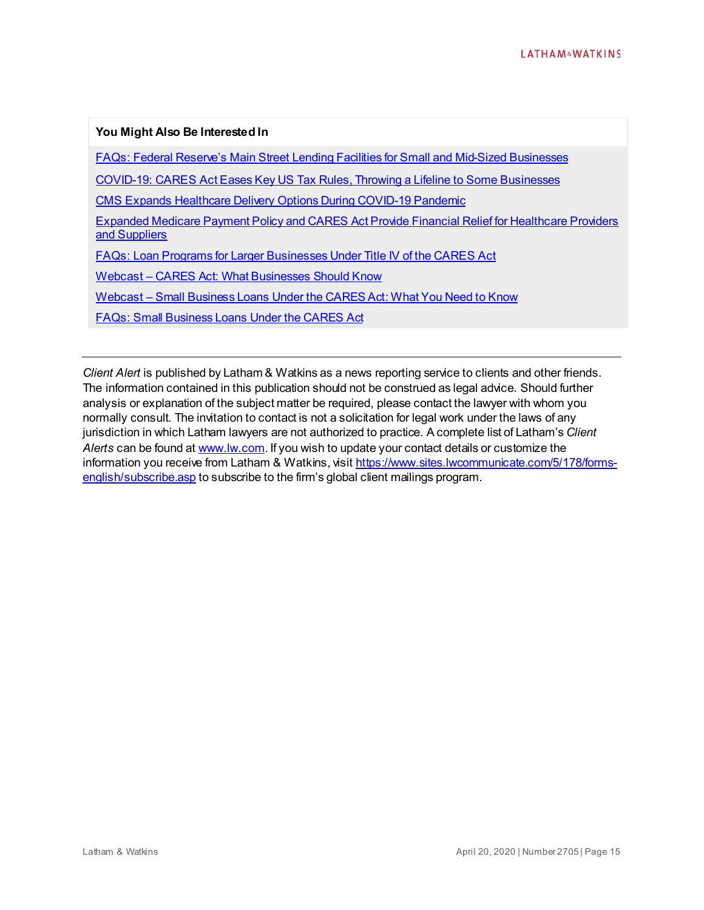**You Might Also Be Interested In**

[FAQs: Federal Reserve's Main Street Lending Facilities for Small and Mid-Sized Businesses]

[COVID-19: CARES Act Eases Key US Tax Rules, Throwing a Lifeline to Some Businesses]

[CMS Expands Healthcare Delivery Options During COVID-19 Pandemic]

[Expanded Medicare Payment Policy and CARES Act Provide Financial Relief for Healthcare Providers and Suppliers]

[FAQs: Loan Programs for Larger Businesses Under Title IV of the CARES Act]

[Webcast – CARES Act: What Businesses Should Know]

[Webcast – Small Business Loans Under the CARES Act: What You Need to Know]

[FAQs: Small Business Loans Under the CARES Act]

---

*Client Alert* is published by Latham & Watkins as a news reporting service to clients and other friends. The information contained in this publication should not be construed as legal advice. Should further analysis or explanation of the subject matter be required, please contact the lawyer with whom you normally consult. The invitation to contact is not a solicitation for legal work under the laws of any jurisdiction in which Latham lawyers are not authorized to practice. A complete list of Latham's *Client Alerts* can be found at www.lw.com. If you wish to update your contact details or customize the information you receive from Latham & Watkins, visit https://www.sites.lwcommunicate.com/5/178/forms-english/subscribe.asp to subscribe to the firm's global client mailings program.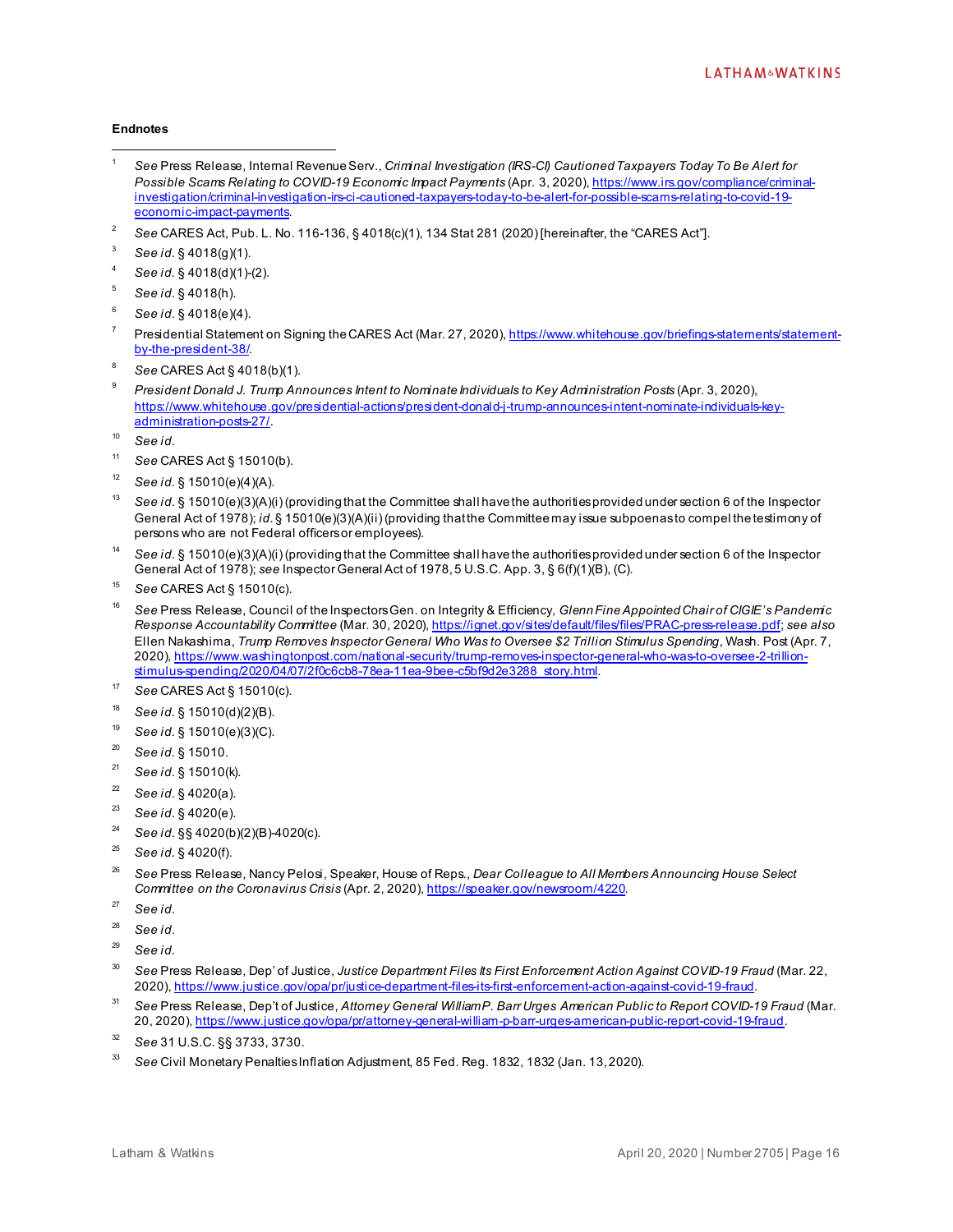**Endnotes**

[1] *See* Press Release, Internal Revenue Serv., *Criminal Investigation (IRS-CI) Cautioned Taxpayers Today To Be Alert for Possible Scams Relating to COVID-19 Economic Impact Payments* (Apr. 3, 2020), https://www.irs.gov/compliance/criminal-investigation/criminal-investigation-irs-ci-cautioned-taxpayers-today-to-be-alert-for-possible-scams-relating-to-covid-19-economic-impact-payments.

[2] *See* CARES Act, Pub. L. No. 116-136, § 4018(c)(1), 134 Stat 281 (2020) [hereinafter, the "CARES Act"].

[3] *See id.* § 4018(g)(1).

[4] *See id.* § 4018(d)(1)-(2).

[5] *See id.* § 4018(h).

[6] *See id.* § 4018(e)(4).

[7] Presidential Statement on Signing the CARES Act (Mar. 27, 2020), https://www.whitehouse.gov/briefings-statements/statement-by-the-president-38/.

[8] *See* CARES Act § 4018(b)(1).

[9] *President Donald J. Trump Announces Intent to Nominate Individuals to Key Administration Posts* (Apr. 3, 2020), https://www.whitehouse.gov/presidential-actions/president-donald-j-trump-announces-intent-nominate-individuals-key-administration-posts-27/.

[10] *See id.*

[11] *See* CARES Act § 15010(b).

[12] *See id.* § 15010(e)(4)(A).

[13] *See id.* § 15010(e)(3)(A)(i) (providing that the Committee shall have the authorities provided under section 6 of the Inspector General Act of 1978); *id.* § 15010(e)(3)(A)(ii) (providing that the Committee may issue subpoenas to compel the testimony of persons who are not Federal officers or employees).

[14] *See id.* § 15010(e)(3)(A)(i) (providing that the Committee shall have the authorities provided under section 6 of the Inspector General Act of 1978); *see* Inspector General Act of 1978, 5 U.S.C. App. 3, § 6(f)(1)(B), (C).

[15] *See* CARES Act § 15010(c).

[16] *See* Press Release, Council of the Inspectors Gen. on Integrity & Efficiency, *Glenn Fine Appointed Chair of CIGIE's Pandemic Response Accountability Committee* (Mar. 30, 2020), https://ignet.gov/sites/default/files/files/PRAC-press-release.pdf; *see also* Ellen Nakashima, *Trump Removes Inspector General Who Was to Oversee $2 Trillion Stimulus Spending*, Wash. Post (Apr. 7, 2020), https://www.washingtonpost.com/national-security/trump-removes-inspector-general-who-was-to-oversee-2-trillion-stimulus-spending/2020/04/07/2f0c6cb8-78ea-11ea-9bee-c5bf9d2e3288_story.html.

[17] *See* CARES Act § 15010(c).

[18] *See id.* § 15010(d)(2)(B).

[19] *See id.* § 15010(e)(3)(C).

[20] *See id.* § 15010.

[21] *See id.* § 15010(k).

[22] *See id.* § 4020(a).

[23] *See id.* § 4020(e).

[24] *See id.* §§ 4020(b)(2)(B)-4020(c).

[25] *See id.* § 4020(f).

[26] *See* Press Release, Nancy Pelosi, Speaker, House of Reps., *Dear Colleague to All Members Announcing House Select Committee on the Coronavirus Crisis* (Apr. 2, 2020), https://speaker.gov/newsroom/4220.

[27] *See id.*

[28] *See id.*

[29] *See id.*

[30] *See* Press Release, Dep' of Justice, *Justice Department Files Its First Enforcement Action Against COVID-19 Fraud* (Mar. 22, 2020), https://www.justice.gov/opa/pr/justice-department-files-its-first-enforcement-action-against-covid-19-fraud.

[31] *See* Press Release, Dep't of Justice, *Attorney General William P. Barr Urges American Public to Report COVID-19 Fraud* (Mar. 20, 2020), https://www.justice.gov/opa/pr/attorney-general-william-p-barr-urges-american-public-report-covid-19-fraud.

[32] *See* 31 U.S.C. §§ 3733, 3730.

[33] *See* Civil Monetary Penalties Inflation Adjustment, 85 Fed. Reg. 1832, 1832 (Jan. 13, 2020).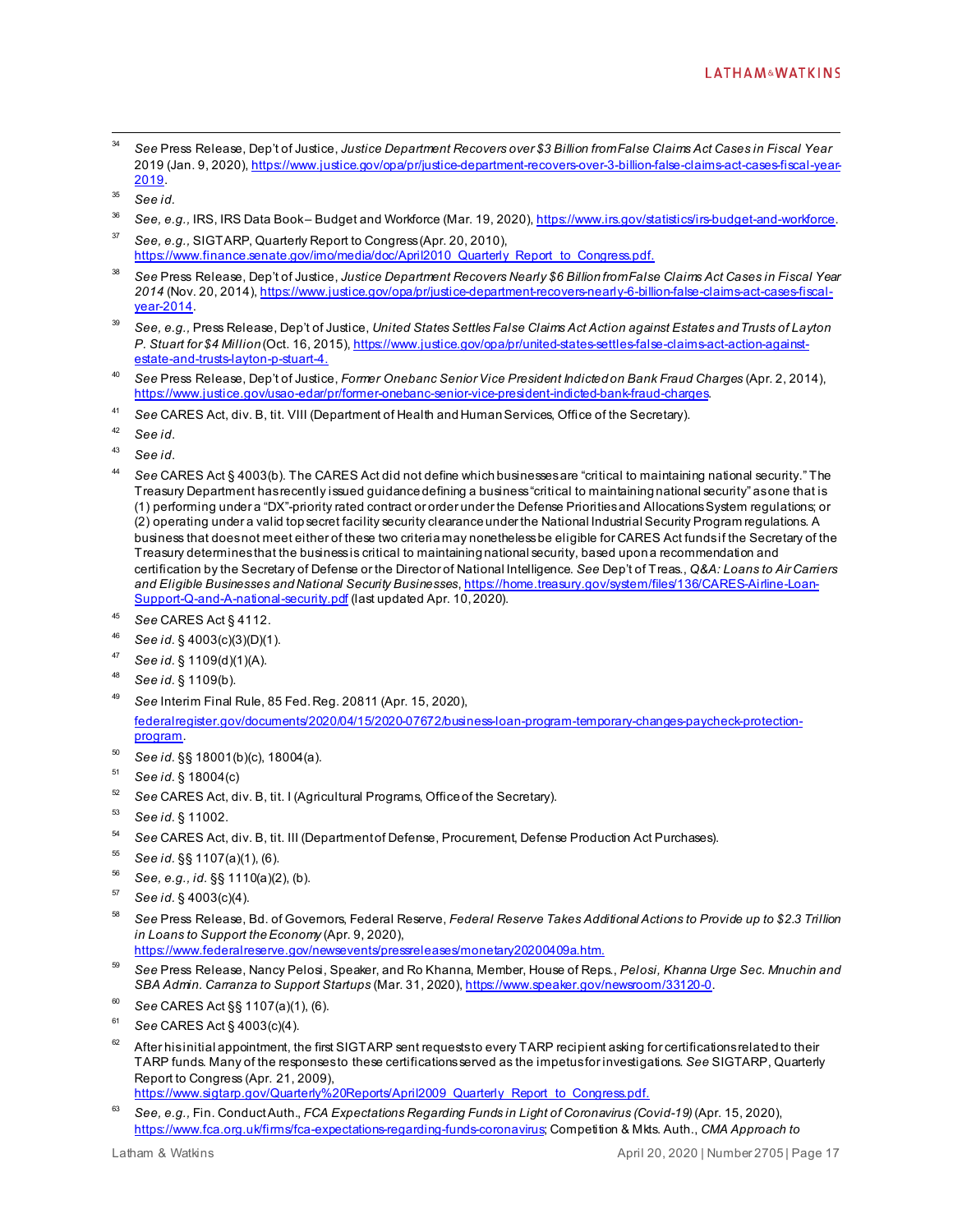[34] *See* Press Release, Dep't of Justice, *Justice Department Recovers over $3 Billion from False Claims Act Cases in Fiscal Year* 2019 (Jan. 9, 2020), https://www.justice.gov/opa/pr/justice-department-recovers-over-3-billion-false-claims-act-cases-fiscal-year-2019.

[35] *See id.*

[36] *See, e.g.,* IRS, IRS Data Book – Budget and Workforce (Mar. 19, 2020), https://www.irs.gov/statistics/irs-budget-and-workforce.

[37] *See, e.g.,* SIGTARP, Quarterly Report to Congress (Apr. 20, 2010), https://www.finance.senate.gov/imo/media/doc/April2010_Quarterly_Report_to_Congress.pdf.

[38] *See* Press Release, Dep't of Justice, *Justice Department Recovers Nearly $6 Billion from False Claims Act Cases in Fiscal Year 2014* (Nov. 20, 2014), https://www.justice.gov/opa/pr/justice-department-recovers-nearly-6-billion-false-claims-act-cases-fiscal-year-2014.

[39] *See, e.g.,* Press Release, Dep't of Justice, *United States Settles False Claims Act Action against Estates and Trusts of Layton P. Stuart for $4 Million* (Oct. 16, 2015), https://www.justice.gov/opa/pr/united-states-settles-false-claims-act-action-against-estate-and-trusts-layton-p-stuart-4.

[40] *See* Press Release, Dep't of Justice, *Former Onebanc Senior Vice President Indicted on Bank Fraud Charges* (Apr. 2, 2014), https://www.justice.gov/usao-edar/pr/former-onebanc-senior-vice-president-indicted-bank-fraud-charges.

[41] *See* CARES Act, div. B, tit. VIII (Department of Health and Human Services, Office of the Secretary).

[42] *See id.*

[43] *See id.*

[44] *See* CARES Act § 4003(b). The CARES Act did not define which businesses are "critical to maintaining national security." The Treasury Department has recently issued guidance defining a business "critical to maintaining national security" as one that is (1) performing under a "DX"-priority rated contract or order under the Defense Priorities and Allocations System regulations; or (2) operating under a valid top secret facility security clearance under the National Industrial Security Program regulations. A business that does not meet either of these two criteria may nonetheless be eligible for CARES Act funds if the Secretary of the Treasury determines that the business is critical to maintaining national security, based upon a recommendation and certification by the Secretary of Defense or the Director of National Intelligence. *See* Dep't of Treas., *Q&A: Loans to Air Carriers and Eligible Businesses and National Security Businesses*, https://home.treasury.gov/system/files/136/CARES-Airline-Loan-Support-Q-and-A-national-security.pdf (last updated Apr. 10, 2020).

[45] *See* CARES Act § 4112.

[46] *See id.* § 4003(c)(3)(D)(1).

[47] *See id.* § 1109(d)(1)(A).

[48] *See id.* § 1109(b).

[49] *See* Interim Final Rule, 85 Fed. Reg. 20811 (Apr. 15, 2020), federalregister.gov/documents/2020/04/15/2020-07672/business-loan-program-temporary-changes-paycheck-protection-program.

[50] *See id.* §§ 18001(b)(c), 18004(a).

[51] *See id.* § 18004(c)

[52] *See* CARES Act, div. B, tit. I (Agricultural Programs, Office of the Secretary).

[53] *See id.* § 11002.

[54] *See* CARES Act, div. B, tit. III (Department of Defense, Procurement, Defense Production Act Purchases).

[55] *See id.* §§ 1107(a)(1), (6).

[56] *See, e.g., id.* §§ 1110(a)(2), (b).

[57] *See id.* § 4003(c)(4).

[58] *See* Press Release, Bd. of Governors, Federal Reserve, *Federal Reserve Takes Additional Actions to Provide up to $2.3 Trillion in Loans to Support the Economy* (Apr. 9, 2020), https://www.federalreserve.gov/newsevents/pressreleases/monetary20200409a.htm.

[59] *See* Press Release, Nancy Pelosi, Speaker, and Ro Khanna, Member, House of Reps., *Pelosi, Khanna Urge Sec. Mnuchin and SBA Admin. Carranza to Support Startups* (Mar. 31, 2020), https://www.speaker.gov/newsroom/33120-0.

[60] *See* CARES Act §§ 1107(a)(1), (6).

[61] *See* CARES Act § 4003(c)(4).

[62] After his initial appointment, the first SIGTARP sent requests to every TARP recipient asking for certifications related to their TARP funds. Many of the responses to these certifications served as the impetus for investigations. *See* SIGTARP, Quarterly Report to Congress (Apr. 21, 2009), https://www.sigtarp.gov/Quarterly%20Reports/April2009_Quarterly_Report_to_Congress.pdf.

[63] *See, e.g.,* Fin. Conduct Auth., *FCA Expectations Regarding Funds in Light of Coronavirus (Covid-19)* (Apr. 15, 2020), https://www.fca.org.uk/firms/fca-expectations-regarding-funds-coronavirus; Competition & Mkts. Auth., *CMA Approach to*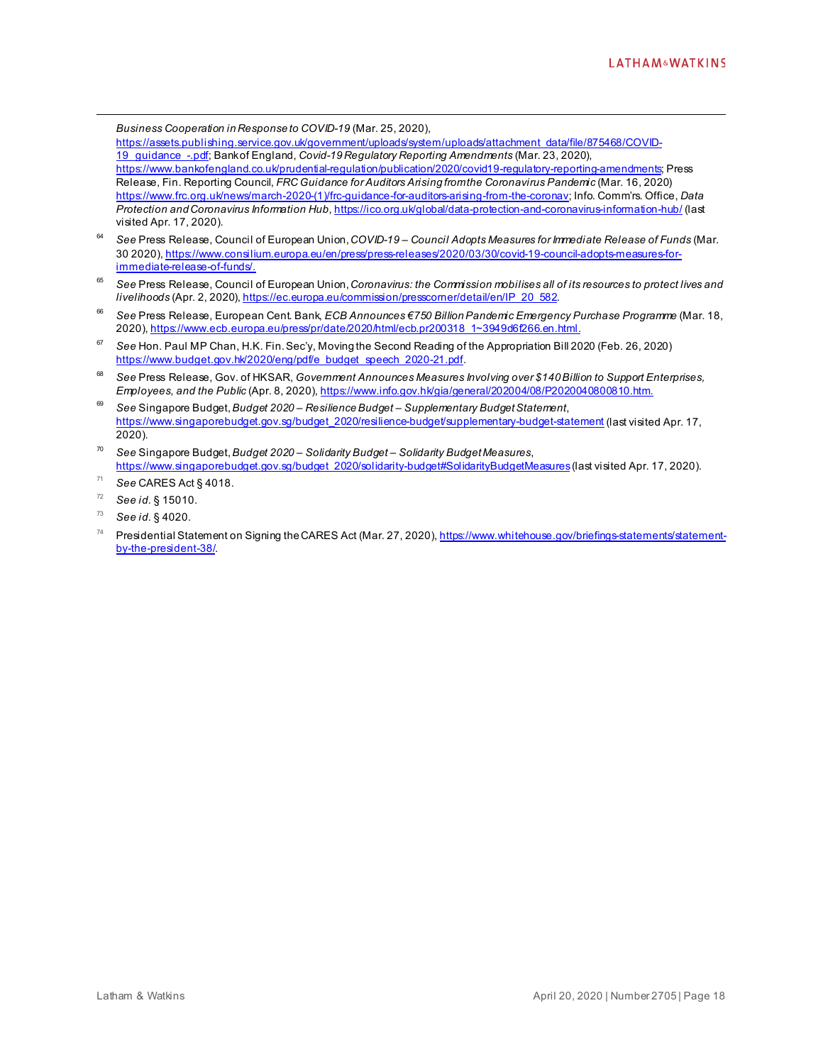*Business Cooperation in Response to COVID-19* (Mar. 25, 2020), https://assets.publishing.service.gov.uk/government/uploads/system/uploads/attachment_data/file/875468/COVID-19_guidance_-.pdf; Bank of England, *Covid-19 Regulatory Reporting Amendments* (Mar. 23, 2020), https://www.bankofengland.co.uk/prudential-regulation/publication/2020/covid19-regulatory-reporting-amendments; Press Release, Fin. Reporting Council, *FRC Guidance for Auditors Arising from the Coronavirus Pandemic* (Mar. 16, 2020) https://www.frc.org.uk/news/march-2020-(1)/frc-guidance-for-auditors-arising-from-the-coronav; Info. Comm'rs. Office, *Data Protection and Coronavirus Information Hub*, https://ico.org.uk/global/data-protection-and-coronavirus-information-hub/ (last visited Apr. 17, 2020).

[64] *See* Press Release, Council of European Union, *COVID-19 – Council Adopts Measures for Immediate Release of Funds* (Mar. 30 2020), https://www.consilium.europa.eu/en/press/press-releases/2020/03/30/covid-19-council-adopts-measures-for-immediate-release-of-funds/.

[65] *See* Press Release, Council of European Union, *Coronavirus: the Commission mobilises all of its resources to protect lives and livelihoods* (Apr. 2, 2020), https://ec.europa.eu/commission/presscorner/detail/en/IP_20_582.

[66] *See* Press Release, European Cent. Bank, *ECB Announces €750 Billion Pandemic Emergency Purchase Programme* (Mar. 18, 2020), https://www.ecb.europa.eu/press/pr/date/2020/html/ecb.pr200318_1~3949d6f266.en.html.

[67] *See* Hon. Paul MP Chan, H.K. Fin. Sec'y, Moving the Second Reading of the Appropriation Bill 2020 (Feb. 26, 2020) https://www.budget.gov.hk/2020/eng/pdf/e_budget_speech_2020-21.pdf.

[68] *See* Press Release, Gov. of HKSAR, *Government Announces Measures Involving over $140 Billion to Support Enterprises, Employees, and the Public* (Apr. 8, 2020), https://www.info.gov.hk/gia/general/202004/08/P2020040800810.htm.

[69] *See* Singapore Budget, *Budget 2020 – Resilience Budget – Supplementary Budget Statement*, https://www.singaporebudget.gov.sg/budget_2020/resilience-budget/supplementary-budget-statement (last visited Apr. 17, 2020).

[70] *See* Singapore Budget, *Budget 2020 – Solidarity Budget – Solidarity Budget Measures*, https://www.singaporebudget.gov.sg/budget_2020/solidarity-budget#SolidarityBudgetMeasures (last visited Apr. 17, 2020).

[71] *See* CARES Act § 4018.

[72] *See id.* § 15010.

[73] *See id.* § 4020.

[74] Presidential Statement on Signing the CARES Act (Mar. 27, 2020), https://www.whitehouse.gov/briefings-statements/statement-by-the-president-38/.